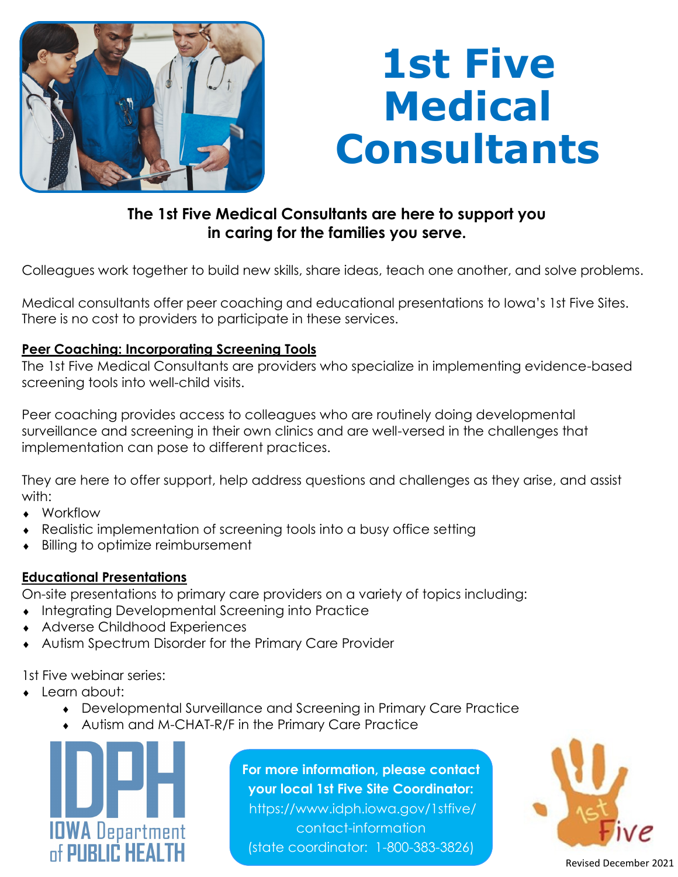# 1st Five Medical Consultants

**The 1st Five Medical Consultants are here to support you in caring for the families you serve.**

Colleagues work together to build new skills, share ideas, teach one another, and solve problems.

Medical consultants offer peer coaching and educational presentations to Iowa's 1st Five Sites. There is no cost to providers to participate in these services.

## Peer Coaching: Incorporating Screening Tools

The 1st Five Medical Consultants are providers who specialize in implementing evidence-based screening tools into well-child visits.

Peer coaching provides access to colleagues who are routinely doing developmental surveillance and screening in their own clinics and are well-versed in the challenges that implementation can pose to different practices.

They are here to offer support, help address questions and challenges as they arise, and assist with:

- Workflow
- Realistic implementation of screening tools into a busy office setting
- Billing to optimize reimbursement

## Educational Presentations

On-site presentations to primary care providers on a variety of topics including:

- Integrating Developmental Screening into Practice
- Adverse Childhood Experiences
- Autism Spectrum Disorder for the Primary Care Provider

1st Five webinar series:

- Learn about:
  - Developmental Surveillance and Screening in Primary Care Practice
  - Autism and M-CHAT-R/F in the Primary Care Practice

IOWA Department of PUBLIC HEALTH

**For more information, please contact your local 1st Five Site Coordinator:**
https://www.idph.iowa.gov/1stfive/contact-information
(state coordinator: 1-800-383-3826)

Revised December 2021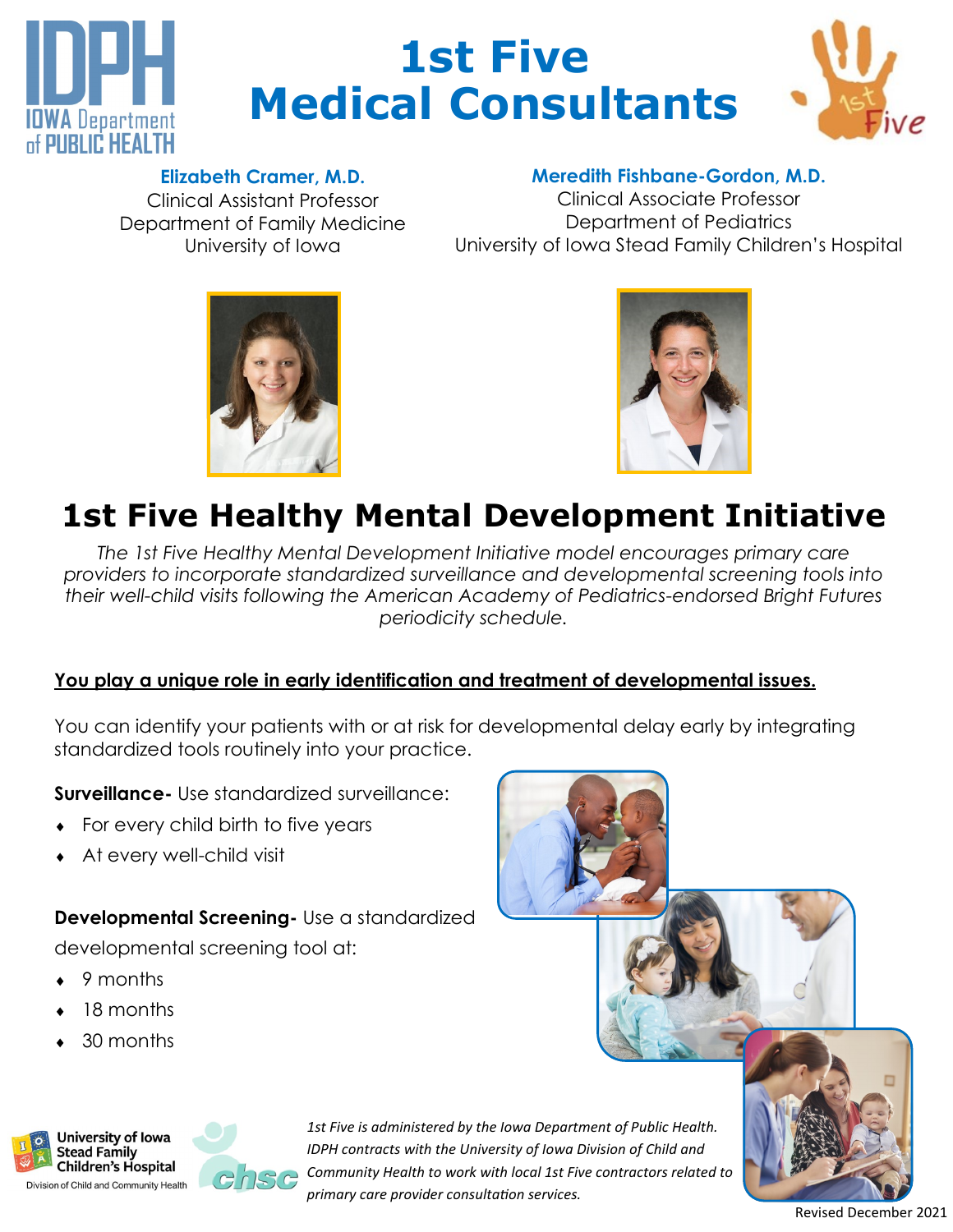# 1st Five Medical Consultants

**Elizabeth Cramer, M.D.**
Clinical Assistant Professor
Department of Family Medicine
University of Iowa

**Meredith Fishbane-Gordon, M.D.**
Clinical Associate Professor
Department of Pediatrics
University of Iowa Stead Family Children's Hospital

## 1st Five Healthy Mental Development Initiative

*The 1st Five Healthy Mental Development Initiative model encourages primary care providers to incorporate standardized surveillance and developmental screening tools into their well-child visits following the American Academy of Pediatrics-endorsed Bright Futures periodicity schedule.*

**You play a unique role in early identification and treatment of developmental issues.**

You can identify your patients with or at risk for developmental delay early by integrating standardized tools routinely into your practice.

**Surveillance-** Use standardized surveillance:

- For every child birth to five years
- At every well-child visit

**Developmental Screening-** Use a standardized developmental screening tool at:

- 9 months
- 18 months
- 30 months

University of Iowa Stead Family Children's Hospital
Division of Child and Community Health

chsc

*1st Five is administered by the Iowa Department of Public Health. IDPH contracts with the University of Iowa Division of Child and Community Health to work with local 1st Five contractors related to primary care provider consultation services.*

Revised December 2021